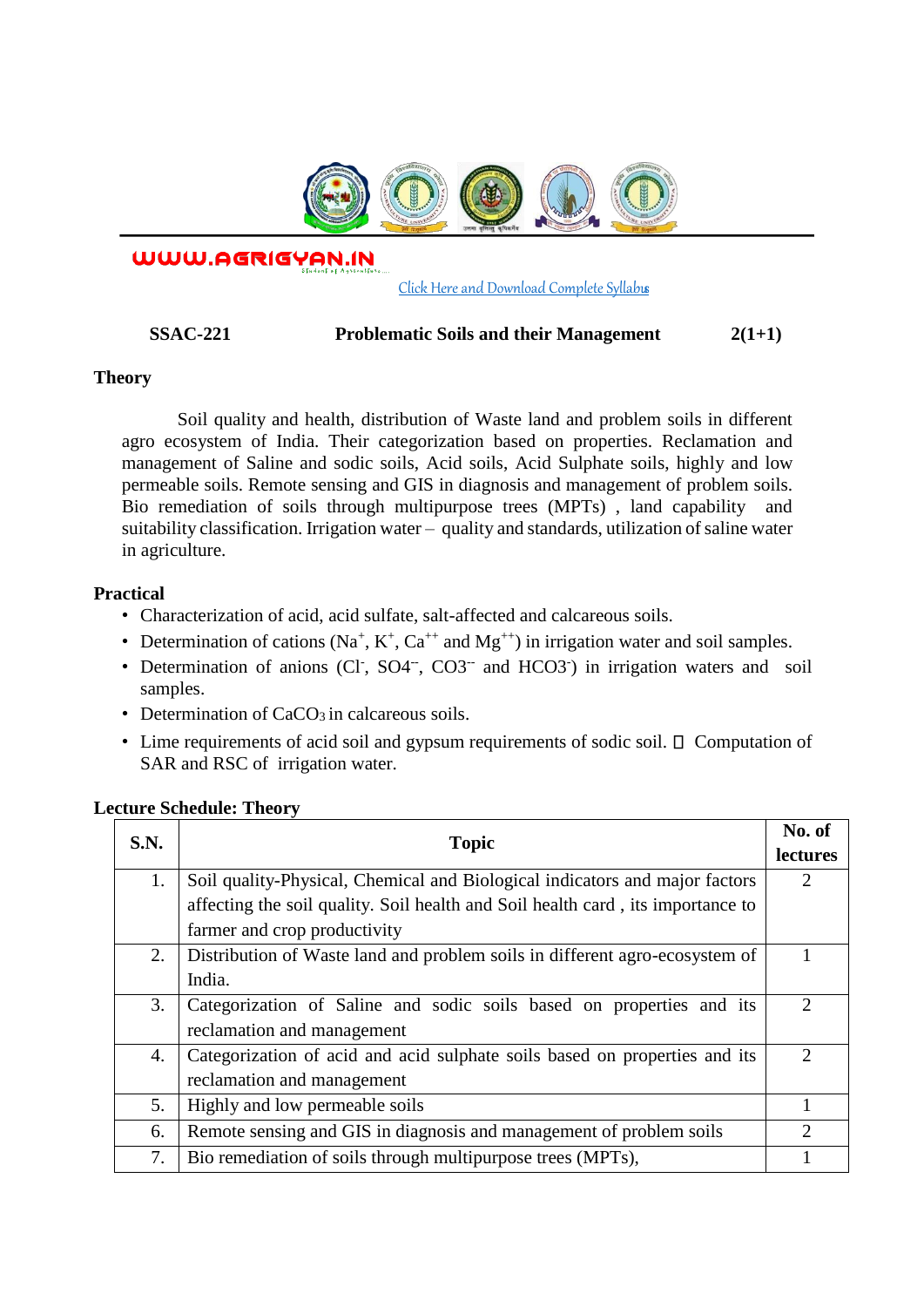WWW.AGRIGYAN.IN

Click Here and Download Complete Syllabus

**SSAC-221 Problematic Soils and their Management 2(1+1)**

**Theory**

Soil quality and health, distribution of Waste land and problem soils in different agro ecosystem of India. Their categorization based on properties. Reclamation and management of Saline and sodic soils, Acid soils, Acid Sulphate soils, highly and low permeable soils. Remote sensing and GIS in diagnosis and management of problem soils. Bio remediation of soils through multipurpose trees (MPTs) , land capability and suitability classification. Irrigation water – quality and standards, utilization of saline water in agriculture.

**Practical**

- Characterization of acid, acid sulfate, salt-affected and calcareous soils.
- Determination of cations ($Na^+$, $K^+$, $Ca^{++}$ and $Mg^{++}$) in irrigation water and soil samples.
- Determination of anions ($Cl^-$, $SO4^{--}$, $CO3^{--}$ and $HCO3^-$) in irrigation waters and soil samples.
- Determination of $CaCO_3$ in calcareous soils.
- Lime requirements of acid soil and gypsum requirements of sodic soil.  Computation of SAR and RSC of irrigation water.

**Lecture Schedule: Theory**

| S.N. | Topic | No. of lectures |
|---|---|---|
| 1. | Soil quality-Physical, Chemical and Biological indicators and major factors affecting the soil quality. Soil health and Soil health card , its importance to farmer and crop productivity | 2 |
| 2. | Distribution of Waste land and problem soils in different agro-ecosystem of India. | 1 |
| 3. | Categorization of Saline and sodic soils based on properties and its reclamation and management | 2 |
| 4. | Categorization of acid and acid sulphate soils based on properties and its reclamation and management | 2 |
| 5. | Highly and low permeable soils | 1 |
| 6. | Remote sensing and GIS in diagnosis and management of problem soils | 2 |
| 7. | Bio remediation of soils through multipurpose trees (MPTs), | 1 |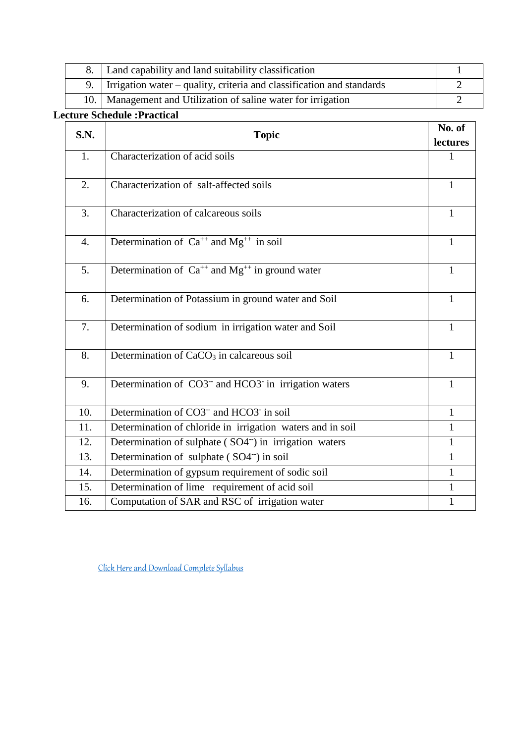| | | |
|---|---|---|
| 8. | Land capability and land suitability classification | 1 |
| 9. | Irrigation water – quality, criteria and classification and standards | 2 |
| 10. | Management and Utilization of saline water for irrigation | 2 |

**Lecture Schedule :Practical**

| S.N. | Topic | No. of lectures |
|---|---|---|
| 1. | Characterization of acid soils | 1 |
| 2. | Characterization of salt-affected soils | 1 |
| 3. | Characterization of calcareous soils | 1 |
| 4. | Determination of $Ca^{++}$ and $Mg^{++}$ in soil | 1 |
| 5. | Determination of $Ca^{++}$ and $Mg^{++}$ in ground water | 1 |
| 6. | Determination of Potassium in ground water and Soil | 1 |
| 7. | Determination of sodium in irrigation water and Soil | 1 |
| 8. | Determination of $CaCO_3$ in calcareous soil | 1 |
| 9. | Determination of $CO3^{--}$ and $HCO3^{-}$ in irrigation waters | 1 |
| 10. | Determination of $CO3^{--}$ and $HCO3^{-}$ in soil | 1 |
| 11. | Determination of chloride in irrigation waters and in soil | 1 |
| 12. | Determination of sulphate ( $SO4^{--}$) in irrigation waters | 1 |
| 13. | Determination of sulphate ( $SO4^{--}$) in soil | 1 |
| 14. | Determination of gypsum requirement of sodic soil | 1 |
| 15. | Determination of lime requirement of acid soil | 1 |
| 16. | Computation of SAR and RSC of irrigation water | 1 |

Click Here and Download Complete Syllabus